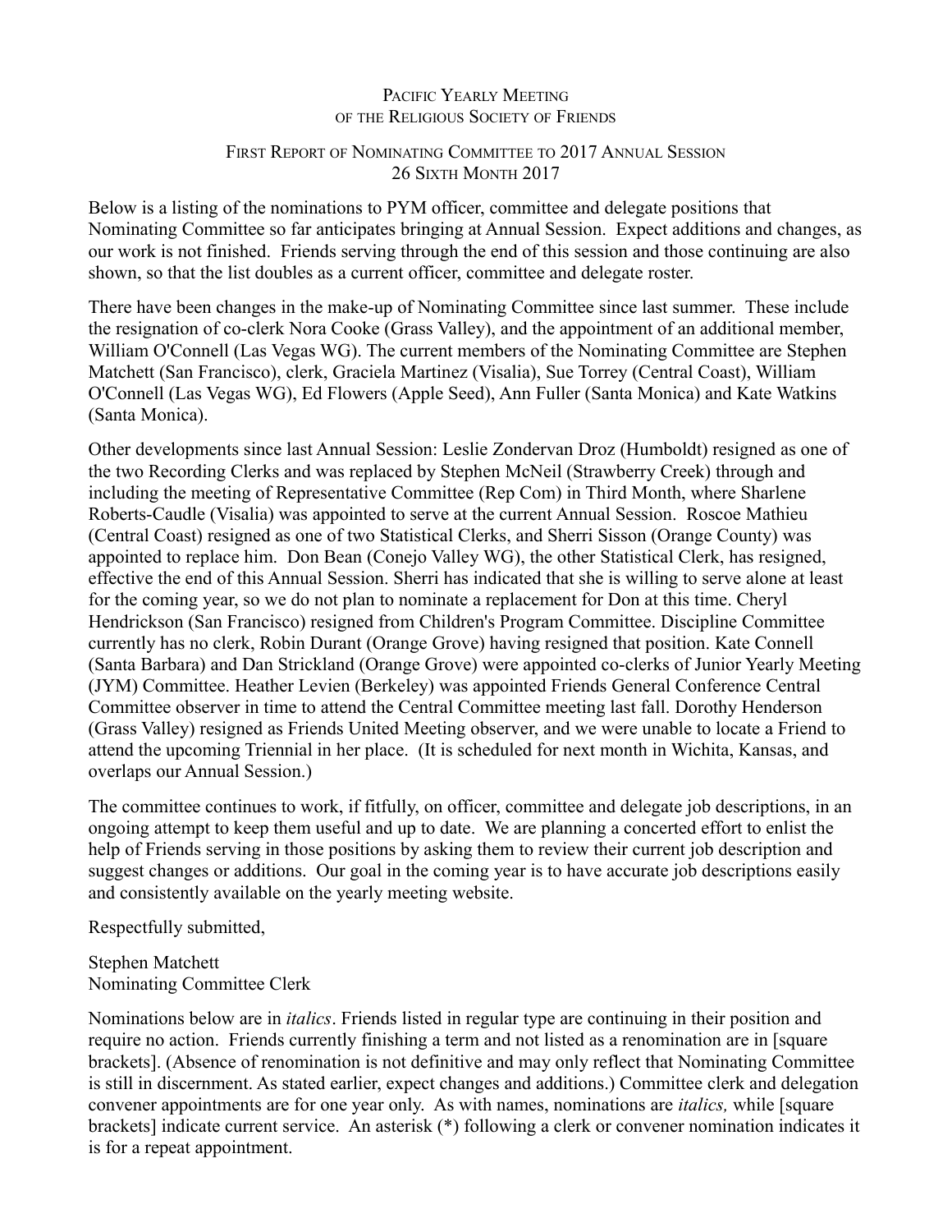# Pacific Yearly Meeting
## of the Religious Society of Friends

### First Report of Nominating Committee to 2017 Annual Session
### 26 Sixth Month 2017

Below is a listing of the nominations to PYM officer, committee and delegate positions that Nominating Committee so far anticipates bringing at Annual Session. Expect additions and changes, as our work is not finished. Friends serving through the end of this session and those continuing are also shown, so that the list doubles as a current officer, committee and delegate roster.

There have been changes in the make-up of Nominating Committee since last summer. These include the resignation of co-clerk Nora Cooke (Grass Valley), and the appointment of an additional member, William O'Connell (Las Vegas WG). The current members of the Nominating Committee are Stephen Matchett (San Francisco), clerk, Graciela Martinez (Visalia), Sue Torrey (Central Coast), William O'Connell (Las Vegas WG), Ed Flowers (Apple Seed), Ann Fuller (Santa Monica) and Kate Watkins (Santa Monica).

Other developments since last Annual Session: Leslie Zondervan Droz (Humboldt) resigned as one of the two Recording Clerks and was replaced by Stephen McNeil (Strawberry Creek) through and including the meeting of Representative Committee (Rep Com) in Third Month, where Sharlene Roberts-Caudle (Visalia) was appointed to serve at the current Annual Session. Roscoe Mathieu (Central Coast) resigned as one of two Statistical Clerks, and Sherri Sisson (Orange County) was appointed to replace him. Don Bean (Conejo Valley WG), the other Statistical Clerk, has resigned, effective the end of this Annual Session. Sherri has indicated that she is willing to serve alone at least for the coming year, so we do not plan to nominate a replacement for Don at this time. Cheryl Hendrickson (San Francisco) resigned from Children's Program Committee. Discipline Committee currently has no clerk, Robin Durant (Orange Grove) having resigned that position. Kate Connell (Santa Barbara) and Dan Strickland (Orange Grove) were appointed co-clerks of Junior Yearly Meeting (JYM) Committee. Heather Levien (Berkeley) was appointed Friends General Conference Central Committee observer in time to attend the Central Committee meeting last fall. Dorothy Henderson (Grass Valley) resigned as Friends United Meeting observer, and we were unable to locate a Friend to attend the upcoming Triennial in her place. (It is scheduled for next month in Wichita, Kansas, and overlaps our Annual Session.)

The committee continues to work, if fitfully, on officer, committee and delegate job descriptions, in an ongoing attempt to keep them useful and up to date. We are planning a concerted effort to enlist the help of Friends serving in those positions by asking them to review their current job description and suggest changes or additions. Our goal in the coming year is to have accurate job descriptions easily and consistently available on the yearly meeting website.

Respectfully submitted,

Stephen Matchett
Nominating Committee Clerk

Nominations below are in *italics*. Friends listed in regular type are continuing in their position and require no action. Friends currently finishing a term and not listed as a renomination are in [square brackets]. (Absence of renomination is not definitive and may only reflect that Nominating Committee is still in discernment. As stated earlier, expect changes and additions.) Committee clerk and delegation convener appointments are for one year only. As with names, nominations are *italics,* while [square brackets] indicate current service. An asterisk (*) following a clerk or convener nomination indicates it is for a repeat appointment.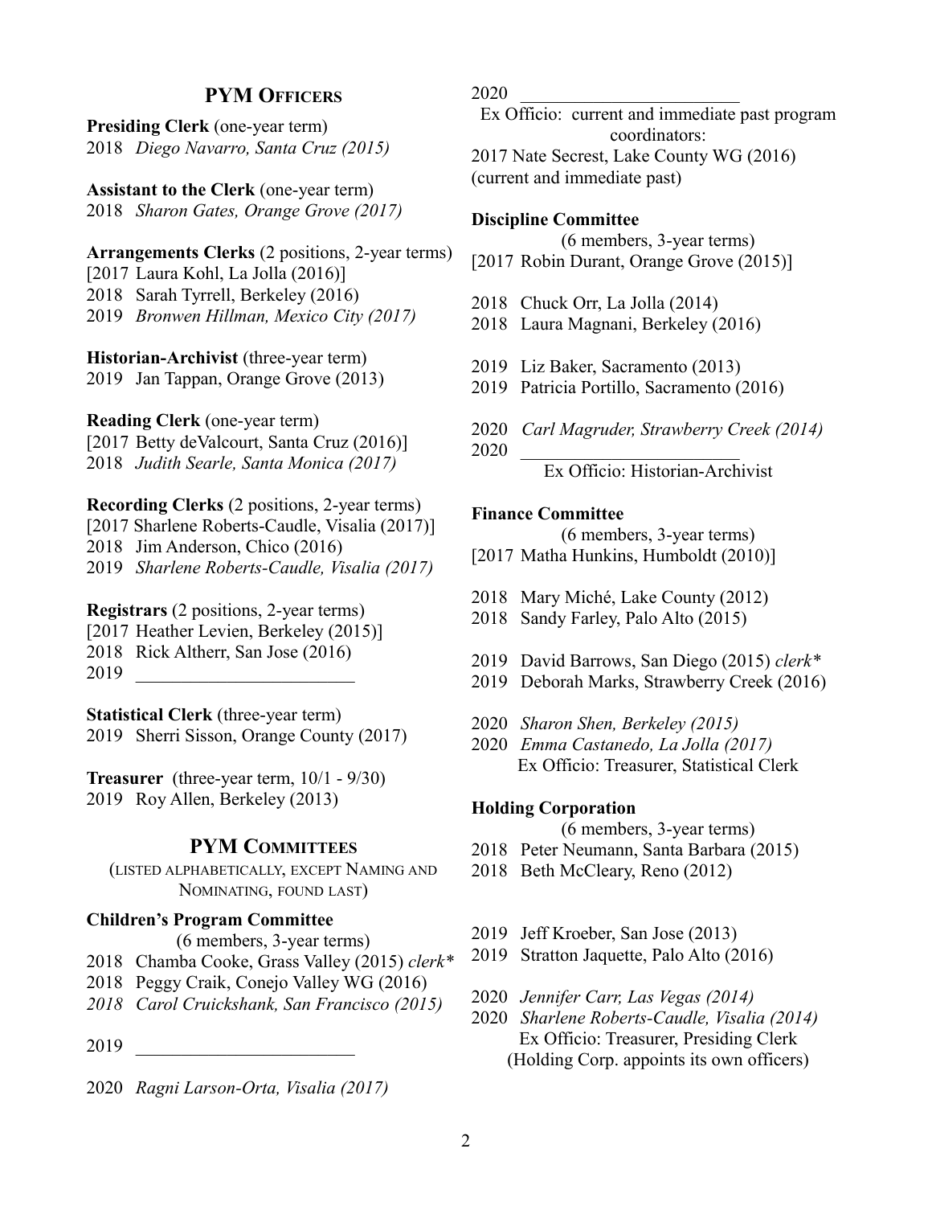## PYM Officers

**Presiding Clerk** (one-year term)
2018 *Diego Navarro, Santa Cruz (2015)*

**Assistant to the Clerk** (one-year term)
2018 *Sharon Gates, Orange Grove (2017)*

**Arrangements Clerks** (2 positions, 2-year terms)
[2017 Laura Kohl, La Jolla (2016)]
2018 Sarah Tyrrell, Berkeley (2016)
2019 *Bronwen Hillman, Mexico City (2017)*

**Historian-Archivist** (three-year term)
2019 Jan Tappan, Orange Grove (2013)

**Reading Clerk** (one-year term)
[2017 Betty deValcourt, Santa Cruz (2016)]
2018 *Judith Searle, Santa Monica (2017)*

**Recording Clerks** (2 positions, 2-year terms)
[2017 Sharlene Roberts-Caudle, Visalia (2017)]
2018 Jim Anderson, Chico (2016)
2019 *Sharlene Roberts-Caudle, Visalia (2017)*

**Registrars** (2 positions, 2-year terms)
[2017 Heather Levien, Berkeley (2015)]
2018 Rick Altherr, San Jose (2016)
2019 ________________________

**Statistical Clerk** (three-year term)
2019 Sherri Sisson, Orange County (2017)

**Treasurer** (three-year term, 10/1 - 9/30)
2019 Roy Allen, Berkeley (2013)

## PYM Committees

(Listed alphabetically, except Naming and Nominating, found last)

**Children's Program Committee**
(6 members, 3-year terms)
2018 Chamba Cooke, Grass Valley (2015) *clerk**
2018 Peggy Craik, Conejo Valley WG (2016)
*2018 Carol Cruickshank, San Francisco (2015)*

2019 ________________________

2020 *Ragni Larson-Orta, Visalia (2017)*
2020 ________________________
Ex Officio: current and immediate past program coordinators:
2017 Nate Secrest, Lake County WG (2016)
(current and immediate past)

**Discipline Committee**
(6 members, 3-year terms)
[2017 Robin Durant, Orange Grove (2015)]

2018 Chuck Orr, La Jolla (2014)
2018 Laura Magnani, Berkeley (2016)

2019 Liz Baker, Sacramento (2013)
2019 Patricia Portillo, Sacramento (2016)

2020 *Carl Magruder, Strawberry Creek (2014)*
2020 ________________________
Ex Officio: Historian-Archivist

**Finance Committee**
(6 members, 3-year terms)
[2017 Matha Hunkins, Humboldt (2010)]

2018 Mary Miché, Lake County (2012)
2018 Sandy Farley, Palo Alto (2015)

2019 David Barrows, San Diego (2015) *clerk**
2019 Deborah Marks, Strawberry Creek (2016)

2020 *Sharon Shen, Berkeley (2015)*
2020 *Emma Castanedo, La Jolla (2017)*
Ex Officio: Treasurer, Statistical Clerk

**Holding Corporation**
(6 members, 3-year terms)
2018 Peter Neumann, Santa Barbara (2015)
2018 Beth McCleary, Reno (2012)

2019 Jeff Kroeber, San Jose (2013)
2019 Stratton Jaquette, Palo Alto (2016)

2020 *Jennifer Carr, Las Vegas (2014)*
2020 *Sharlene Roberts-Caudle, Visalia (2014)*
Ex Officio: Treasurer, Presiding Clerk
(Holding Corp. appoints its own officers)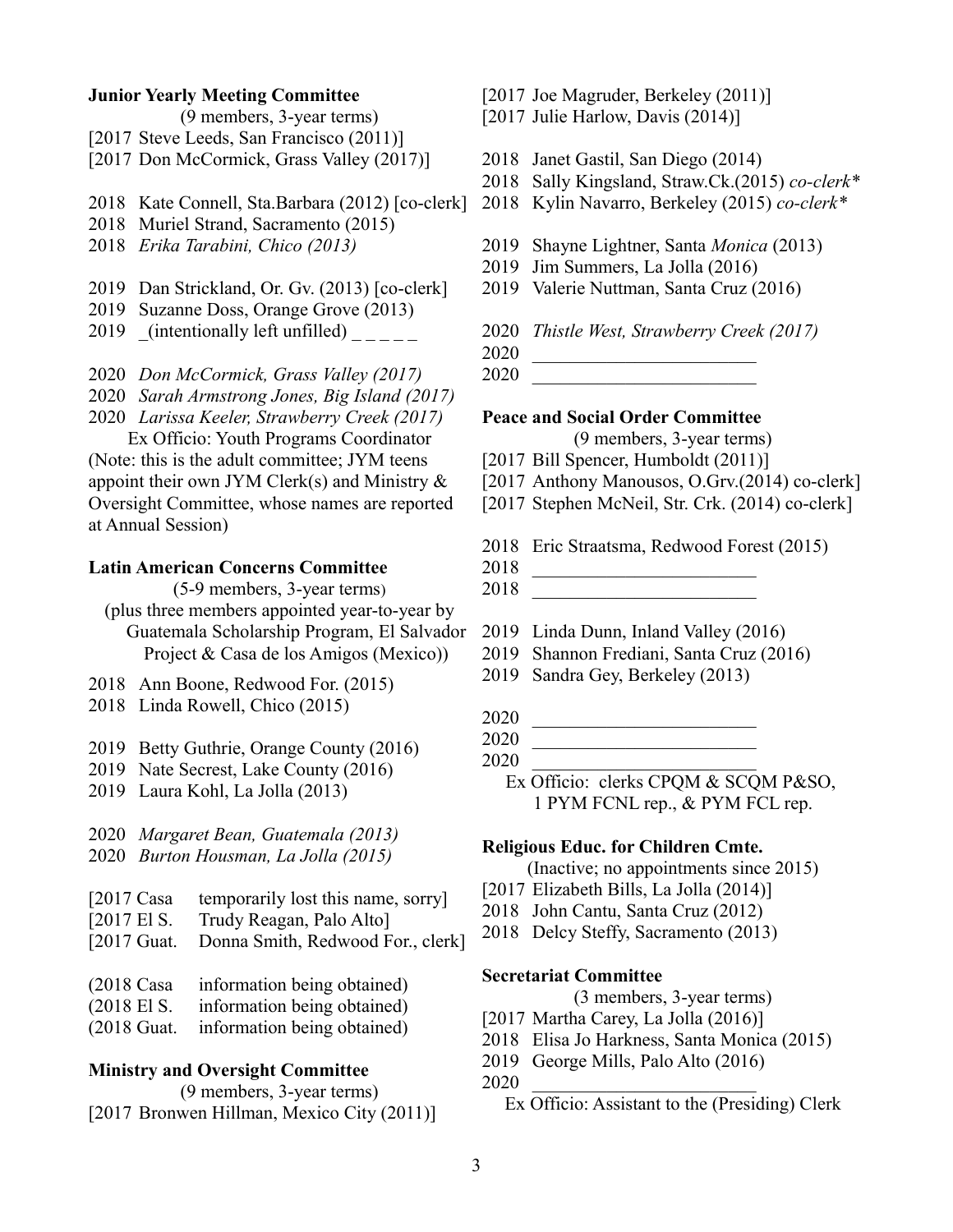**Junior Yearly Meeting Committee**

(9 members, 3-year terms)

[2017 Steve Leeds, San Francisco (2011)]
[2017 Don McCormick, Grass Valley (2017)]

2018 Kate Connell, Sta.Barbara (2012) [co-clerk]
2018 Muriel Strand, Sacramento (2015)
2018 *Erika Tarabini, Chico (2013)*

2019 Dan Strickland, Or. Gv. (2013) [co-clerk]
2019 Suzanne Doss, Orange Grove (2013)
2019 _(intentionally left unfilled) _ _ _ _ _

2020 *Don McCormick, Grass Valley (2017)*
2020 *Sarah Armstrong Jones, Big Island (2017)*
2020 *Larissa Keeler, Strawberry Creek (2017)*

Ex Officio: Youth Programs Coordinator

(Note: this is the adult committee; JYM teens appoint their own JYM Clerk(s) and Ministry & Oversight Committee, whose names are reported at Annual Session)

**Latin American Concerns Committee**

(5-9 members, 3-year terms)
(plus three members appointed year-to-year by Guatemala Scholarship Program, El Salvador Project & Casa de los Amigos (Mexico))

2018 Ann Boone, Redwood For. (2015)
2018 Linda Rowell, Chico (2015)

2019 Betty Guthrie, Orange County (2016)
2019 Nate Secrest, Lake County (2016)
2019 Laura Kohl, La Jolla (2013)

2020 *Margaret Bean, Guatemala (2013)*
2020 *Burton Housman, La Jolla (2015)*

[2017 Casa temporarily lost this name, sorry]
[2017 El S. Trudy Reagan, Palo Alto]
[2017 Guat. Donna Smith, Redwood For., clerk]

(2018 Casa information being obtained)
(2018 El S. information being obtained)
(2018 Guat. information being obtained)

**Ministry and Oversight Committee**

(9 members, 3-year terms)

[2017 Bronwen Hillman, Mexico City (2011)]
[2017 Joe Magruder, Berkeley (2011)]
[2017 Julie Harlow, Davis (2014)]

2018 Janet Gastil, San Diego (2014)
2018 Sally Kingsland, Straw.Ck.(2015) *co-clerk**
2018 Kylin Navarro, Berkeley (2015) *co-clerk**

2019 Shayne Lightner, Santa *Monica* (2013)
2019 Jim Summers, La Jolla (2016)
2019 Valerie Nuttman, Santa Cruz (2016)

2020 *Thistle West, Strawberry Creek (2017)*
2020 ________________________
2020 ________________________

**Peace and Social Order Committee**

(9 members, 3-year terms)

[2017 Bill Spencer, Humboldt (2011)]
[2017 Anthony Manousos, O.Grv.(2014) co-clerk]
[2017 Stephen McNeil, Str. Crk. (2014) co-clerk]

2018 Eric Straatsma, Redwood Forest (2015)
2018 ________________________
2018 ________________________

2019 Linda Dunn, Inland Valley (2016)
2019 Shannon Frediani, Santa Cruz (2016)
2019 Sandra Gey, Berkeley (2013)

2020 ________________________
2020 ________________________
2020 ________________________

Ex Officio: clerks CPQM & SCQM P&SO, 1 PYM FCNL rep., & PYM FCL rep.

**Religious Educ. for Children Cmte.**

(Inactive; no appointments since 2015)

[2017 Elizabeth Bills, La Jolla (2014)]
2018 John Cantu, Santa Cruz (2012)
2018 Delcy Steffy, Sacramento (2013)

**Secretariat Committee**

(3 members, 3-year terms)

[2017 Martha Carey, La Jolla (2016)]
2018 Elisa Jo Harkness, Santa Monica (2015)
2019 George Mills, Palo Alto (2016)
2020 ________________________

Ex Officio: Assistant to the (Presiding) Clerk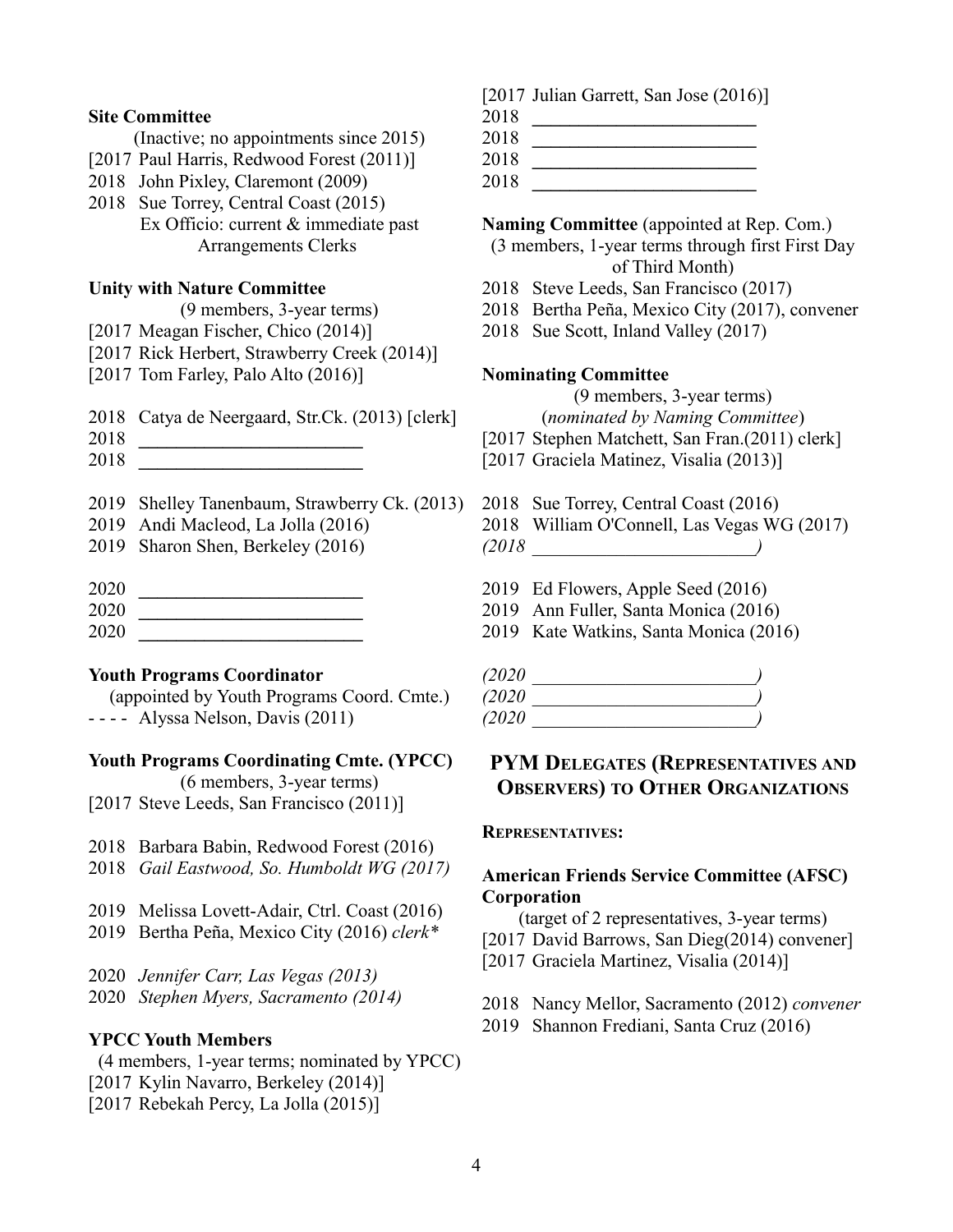**Site Committee**

(Inactive; no appointments since 2015)

[2017 Paul Harris, Redwood Forest (2011)]
2018 John Pixley, Claremont (2009)
2018 Sue Torrey, Central Coast (2015)
Ex Officio: current & immediate past Arrangements Clerks

**Unity with Nature Committee**

(9 members, 3-year terms)

[2017 Meagan Fischer, Chico (2014)]
[2017 Rick Herbert, Strawberry Creek (2014)]
[2017 Tom Farley, Palo Alto (2016)]

2018 Catya de Neergaard, Str.Ck. (2013) [clerk]
2018 ________________________
2018 ________________________

2019 Shelley Tanenbaum, Strawberry Ck. (2013)
2019 Andi Macleod, La Jolla (2016)
2019 Sharon Shen, Berkeley (2016)

2020 ________________________
2020 ________________________
2020 ________________________

**Youth Programs Coordinator**

(appointed by Youth Programs Coord. Cmte.)

- - - - Alyssa Nelson, Davis (2011)

**Youth Programs Coordinating Cmte. (YPCC)**

(6 members, 3-year terms)

[2017 Steve Leeds, San Francisco (2011)]

2018 Barbara Babin, Redwood Forest (2016)
2018 *Gail Eastwood, So. Humboldt WG (2017)*

2019 Melissa Lovett-Adair, Ctrl. Coast (2016)
2019 Bertha Peña, Mexico City (2016) *clerk**

2020 *Jennifer Carr, Las Vegas (2013)*
2020 *Stephen Myers, Sacramento (2014)*

**YPCC Youth Members**

(4 members, 1-year terms; nominated by YPCC)

[2017 Kylin Navarro, Berkeley (2014)]
[2017 Rebekah Percy, La Jolla (2015)]
[2017 Julian Garrett, San Jose (2016)]
2018 ________________________
2018 ________________________
2018 ________________________
2018 ________________________

**Naming Committee** (appointed at Rep. Com.)

(3 members, 1-year terms through first First Day of Third Month)

2018 Steve Leeds, San Francisco (2017)
2018 Bertha Peña, Mexico City (2017), convener
2018 Sue Scott, Inland Valley (2017)

**Nominating Committee**

(9 members, 3-year terms)
(*nominated by Naming Committee*)

[2017 Stephen Matchett, San Fran.(2011) clerk]
[2017 Graciela Matinez, Visalia (2013)]

2018 Sue Torrey, Central Coast (2016)
2018 William O'Connell, Las Vegas WG (2017)
*(2018 ________________________)*

2019 Ed Flowers, Apple Seed (2016)
2019 Ann Fuller, Santa Monica (2016)
2019 Kate Watkins, Santa Monica (2016)

*(2020 ________________________)*
*(2020 ________________________)*
*(2020 ________________________)*

## PYM Delegates (Representatives and Observers) to Other Organizations

**Representatives:**

**American Friends Service Committee (AFSC) Corporation**

(target of 2 representatives, 3-year terms)

[2017 David Barrows, San Dieg(2014) convener]
[2017 Graciela Martinez, Visalia (2014)]

2018 Nancy Mellor, Sacramento (2012) *convener*
2019 Shannon Frediani, Santa Cruz (2016)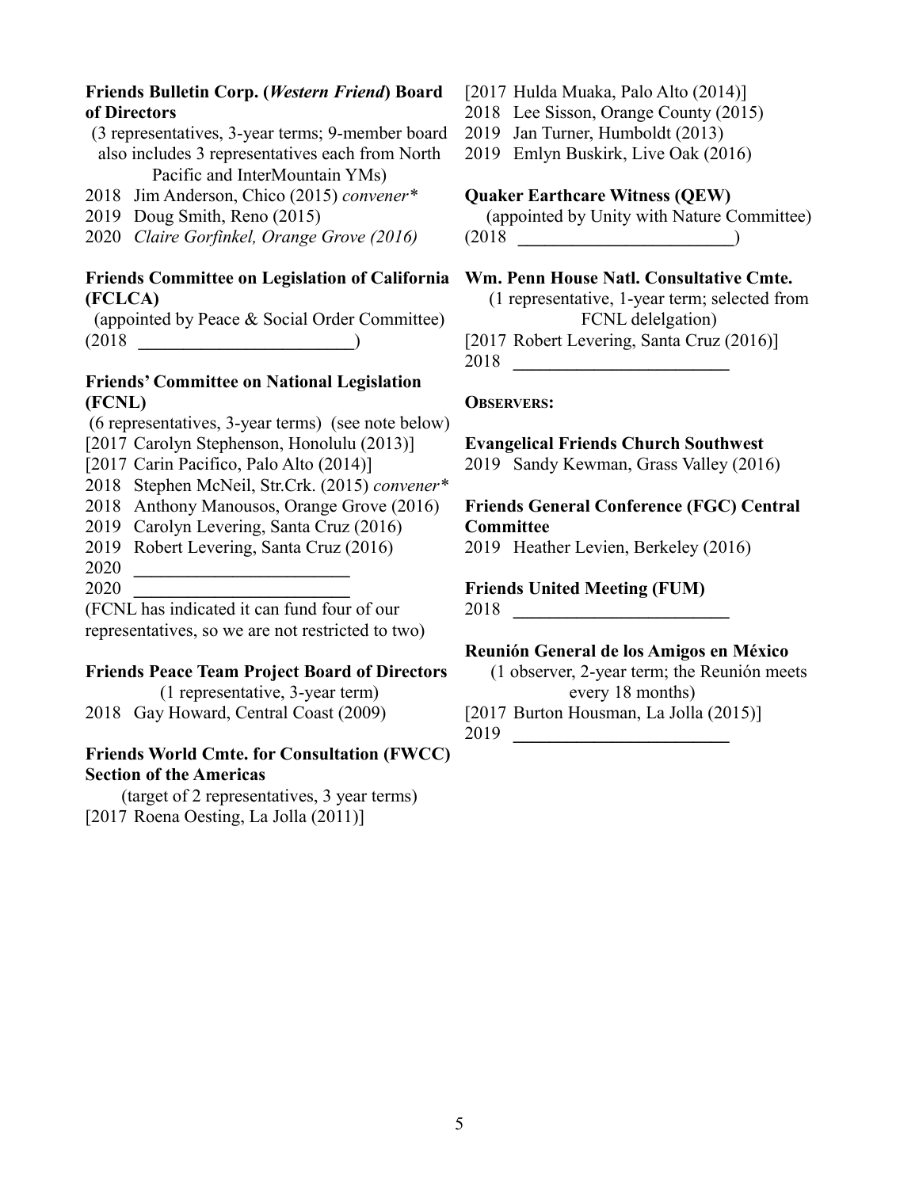**Friends Bulletin Corp. (*Western Friend*) Board of Directors**

(3 representatives, 3-year terms; 9-member board also includes 3 representatives each from North Pacific and InterMountain YMs)

2018 Jim Anderson, Chico (2015) *convener**
2019 Doug Smith, Reno (2015)
2020 *Claire Gorfinkel, Orange Grove (2016)*

**Friends Committee on Legislation of California (FCLCA)**

(appointed by Peace & Social Order Committee)
(2018 ________________________)

**Friends' Committee on National Legislation (FCNL)**

(6 representatives, 3-year terms) (see note below)
[2017 Carolyn Stephenson, Honolulu (2013)]
[2017 Carin Pacifico, Palo Alto (2014)]
2018 Stephen McNeil, Str.Crk. (2015) *convener**
2018 Anthony Manousos, Orange Grove (2016)
2019 Carolyn Levering, Santa Cruz (2016)
2019 Robert Levering, Santa Cruz (2016)
2020 ________________________
2020 ________________________

(FCNL has indicated it can fund four of our representatives, so we are not restricted to two)

**Friends Peace Team Project Board of Directors**

(1 representative, 3-year term)
2018 Gay Howard, Central Coast (2009)

**Friends World Cmte. for Consultation (FWCC) Section of the Americas**

(target of 2 representatives, 3 year terms)
[2017 Roena Oesting, La Jolla (2011)]
[2017 Hulda Muaka, Palo Alto (2014)]
2018 Lee Sisson, Orange County (2015)
2019 Jan Turner, Humboldt (2013)
2019 Emlyn Buskirk, Live Oak (2016)

**Quaker Earthcare Witness (QEW)**

(appointed by Unity with Nature Committee)
(2018 ________________________)

**Wm. Penn House Natl. Consultative Cmte.**

(1 representative, 1-year term; selected from FCNL delelgation)
[2017 Robert Levering, Santa Cruz (2016)]
2018 ________________________

**OBSERVERS:**

**Evangelical Friends Church Southwest**

2019 Sandy Kewman, Grass Valley (2016)

**Friends General Conference (FGC) Central Committee**

2019 Heather Levien, Berkeley (2016)

**Friends United Meeting (FUM)**

2018 ________________________

**Reunión General de los Amigos en México**

(1 observer, 2-year term; the Reunión meets every 18 months)
[2017 Burton Housman, La Jolla (2015)]
2019 ________________________